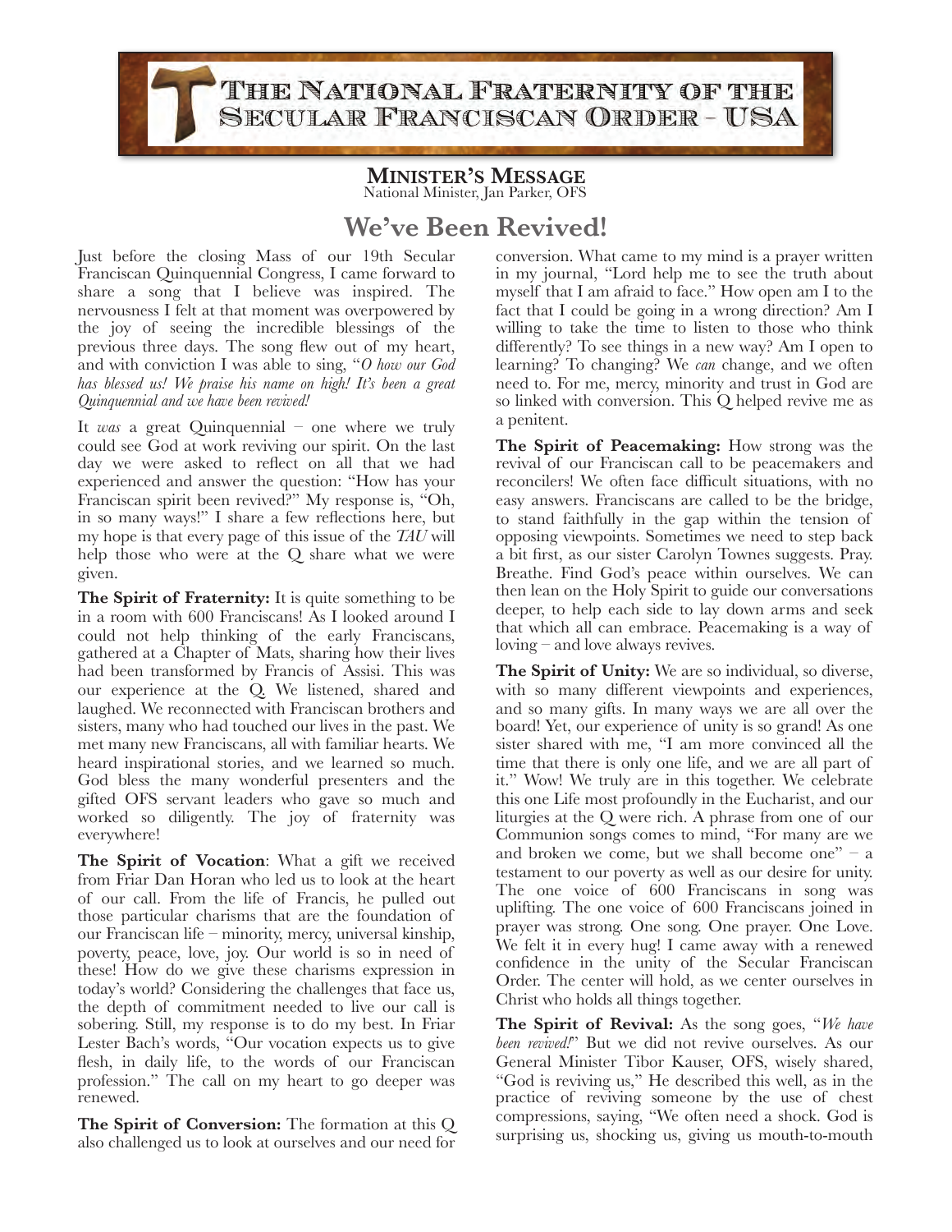# The National Fraternity of the Secular Franciscan Order - USA

## Minister's Message

National Minister, Jan Parker, OFS

# We've Been Revived!

Just before the closing Mass of our 19th Secular Franciscan Quinquennial Congress, I came forward to share a song that I believe was inspired. The nervousness I felt at that moment was overpowered by the joy of seeing the incredible blessings of the previous three days. The song flew out of my heart, and with conviction I was able to sing, "*O how our God has blessed us! We praise his name on high! It's been a great Quinquennial and we have been revived!*

It *was* a great Quinquennial – one where we truly could see God at work reviving our spirit. On the last day we were asked to reflect on all that we had experienced and answer the question: "How has your Franciscan spirit been revived?" My response is, "Oh, in so many ways!" I share a few reflections here, but my hope is that every page of this issue of the *TAU* will help those who were at the Q share what we were given.

**The Spirit of Fraternity:** It is quite something to be in a room with 600 Franciscans! As I looked around I could not help thinking of the early Franciscans, gathered at a Chapter of Mats, sharing how their lives had been transformed by Francis of Assisi. This was our experience at the Q. We listened, shared and laughed. We reconnected with Franciscan brothers and sisters, many who had touched our lives in the past. We met many new Franciscans, all with familiar hearts. We heard inspirational stories, and we learned so much. God bless the many wonderful presenters and the gifted OFS servant leaders who gave so much and worked so diligently. The joy of fraternity was everywhere!

**The Spirit of Vocation**: What a gift we received from Friar Dan Horan who led us to look at the heart of our call. From the life of Francis, he pulled out those particular charisms that are the foundation of our Franciscan life – minority, mercy, universal kinship, poverty, peace, love, joy. Our world is so in need of these! How do we give these charisms expression in today's world? Considering the challenges that face us, the depth of commitment needed to live our call is sobering. Still, my response is to do my best. In Friar Lester Bach's words, "Our vocation expects us to give flesh, in daily life, to the words of our Franciscan profession." The call on my heart to go deeper was renewed.

**The Spirit of Conversion:** The formation at this Q also challenged us to look at ourselves and our need for conversion. What came to my mind is a prayer written in my journal, "Lord help me to see the truth about myself that I am afraid to face." How open am I to the fact that I could be going in a wrong direction? Am I willing to take the time to listen to those who think differently? To see things in a new way? Am I open to learning? To changing? We *can* change, and we often need to. For me, mercy, minority and trust in God are so linked with conversion. This Q helped revive me as a penitent.

**The Spirit of Peacemaking:** How strong was the revival of our Franciscan call to be peacemakers and reconcilers! We often face difficult situations, with no easy answers. Franciscans are called to be the bridge, to stand faithfully in the gap within the tension of opposing viewpoints. Sometimes we need to step back a bit first, as our sister Carolyn Townes suggests. Pray. Breathe. Find God's peace within ourselves. We can then lean on the Holy Spirit to guide our conversations deeper, to help each side to lay down arms and seek that which all can embrace. Peacemaking is a way of loving – and love always revives.

**The Spirit of Unity:** We are so individual, so diverse, with so many different viewpoints and experiences, and so many gifts. In many ways we are all over the board! Yet, our experience of unity is so grand! As one sister shared with me, "I am more convinced all the time that there is only one life, and we are all part of it." Wow! We truly are in this together. We celebrate this one Life most profoundly in the Eucharist, and our liturgies at the Q were rich. A phrase from one of our Communion songs comes to mind, "For many are we and broken we come, but we shall become one" – a testament to our poverty as well as our desire for unity. The one voice of 600 Franciscans in song was uplifting. The one voice of 600 Franciscans joined in prayer was strong. One song. One prayer. One Love. We felt it in every hug! I came away with a renewed confidence in the unity of the Secular Franciscan Order. The center will hold, as we center ourselves in Christ who holds all things together.

**The Spirit of Revival:** As the song goes, "*We have been revived!*" But we did not revive ourselves. As our General Minister Tibor Kauser, OFS, wisely shared, "God is reviving us," He described this well, as in the practice of reviving someone by the use of chest compressions, saying, "We often need a shock. God is surprising us, shocking us, giving us mouth-to-mouth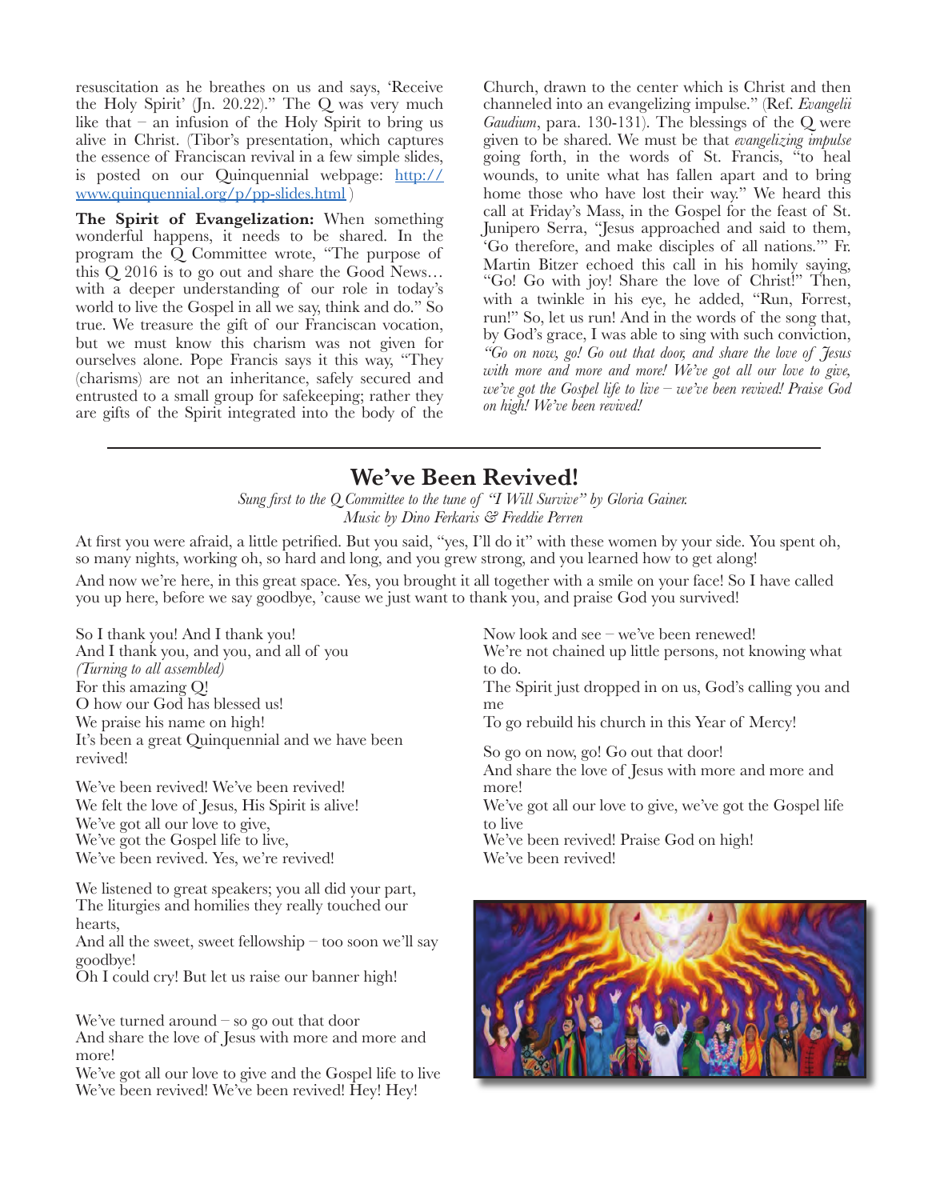resuscitation as he breathes on us and says, 'Receive the Holy Spirit' (Jn. 20.22)." The Q was very much like that – an infusion of the Holy Spirit to bring us alive in Christ. (Tibor's presentation, which captures the essence of Franciscan revival in a few simple slides, is posted on our Quinquennial webpage: http://www.quinquennial.org/p/pp-slides.html )

**The Spirit of Evangelization:** When something wonderful happens, it needs to be shared. In the program the Q Committee wrote, "The purpose of this Q 2016 is to go out and share the Good News… with a deeper understanding of our role in today's world to live the Gospel in all we say, think and do." So true. We treasure the gift of our Franciscan vocation, but we must know this charism was not given for ourselves alone. Pope Francis says it this way, "They (charisms) are not an inheritance, safely secured and entrusted to a small group for safekeeping; rather they are gifts of the Spirit integrated into the body of the Church, drawn to the center which is Christ and then channeled into an evangelizing impulse." (Ref. *Evangelii Gaudium*, para. 130-131). The blessings of the Q were given to be shared. We must be that *evangelizing impulse* going forth, in the words of St. Francis, "to heal wounds, to unite what has fallen apart and to bring home those who have lost their way." We heard this call at Friday's Mass, in the Gospel for the feast of St. Junipero Serra, "Jesus approached and said to them, 'Go therefore, and make disciples of all nations.'" Fr. Martin Bitzer echoed this call in his homily saying, "Go! Go with joy! Share the love of Christ!" Then, with a twinkle in his eye, he added, "Run, Forrest, run!" So, let us run! And in the words of the song that, by God's grace, I was able to sing with such conviction, *"Go on now, go! Go out that door, and share the love of Jesus with more and more and more! We've got all our love to give, we've got the Gospel life to live – we've been revived! Praise God on high! We've been revived!*

---

## We've Been Revived!

*Sung first to the Q Committee to the tune of "I Will Survive" by Gloria Gainer.*
*Music by Dino Ferkaris & Freddie Perren*

At first you were afraid, a little petrified. But you said, "yes, I'll do it" with these women by your side. You spent oh, so many nights, working oh, so hard and long, and you grew strong, and you learned how to get along!

And now we're here, in this great space. Yes, you brought it all together with a smile on your face! So I have called you up here, before we say goodbye, 'cause we just want to thank you, and praise God you survived!

So I thank you! And I thank you!
And I thank you, and you, and all of you
*(Turning to all assembled)*
For this amazing Q!
O how our God has blessed us!
We praise his name on high!
It's been a great Quinquennial and we have been revived!

We've been revived! We've been revived!
We felt the love of Jesus, His Spirit is alive!
We've got all our love to give,
We've got the Gospel life to live,
We've been revived. Yes, we're revived!

We listened to great speakers; you all did your part,
The liturgies and homilies they really touched our hearts,
And all the sweet, sweet fellowship – too soon we'll say goodbye!
Oh I could cry! But let us raise our banner high!

We've turned around – so go out that door
And share the love of Jesus with more and more and more!
We've got all our love to give and the Gospel life to live
We've been revived! We've been revived! Hey! Hey!

Now look and see – we've been renewed!
We're not chained up little persons, not knowing what to do.
The Spirit just dropped in on us, God's calling you and me
To go rebuild his church in this Year of Mercy!

So go on now, go! Go out that door!
And share the love of Jesus with more and more and more!
We've got all our love to give, we've got the Gospel life to live
We've been revived! Praise God on high!
We've been revived!